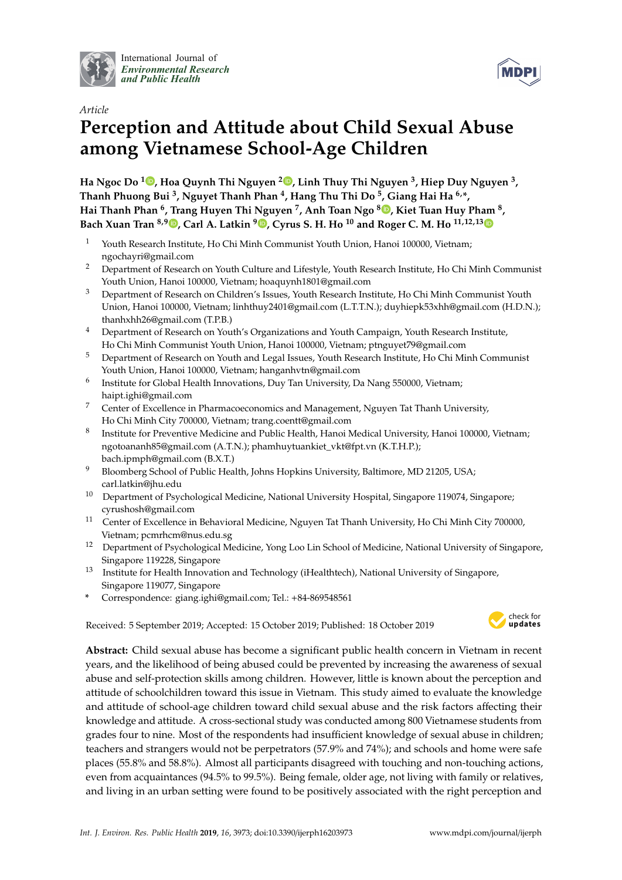Article

# Perception and Attitude about Child Sexual Abuse among Vietnamese School-Age Children

**Ha Ngoc Do [1], Hoa Quynh Thi Nguyen [2], Linh Thuy Thi Nguyen [3], Hiep Duy Nguyen [3], Thanh Phuong Bui [3], Nguyet Thanh Phan [4], Hang Thu Thi Do [5], Giang Hai Ha [6,*], Hai Thanh Phan [6], Trang Huyen Thi Nguyen [7], Anh Toan Ngo [8], Kiet Tuan Huy Pham [8], Bach Xuan Tran [8,9], Carl A. Latkin [9], Cyrus S. H. Ho [10] and Roger C. M. Ho [11,12,13]**

1. Youth Research Institute, Ho Chi Minh Communist Youth Union, Hanoi 100000, Vietnam; ngochayri@gmail.com
2. Department of Research on Youth Culture and Lifestyle, Youth Research Institute, Ho Chi Minh Communist Youth Union, Hanoi 100000, Vietnam; hoaquynh1801@gmail.com
3. Department of Research on Children's Issues, Youth Research Institute, Ho Chi Minh Communist Youth Union, Hanoi 100000, Vietnam; linhthuy2401@gmail.com (L.T.T.N.); duyhiepk53xhh@gmail.com (H.D.N.); thanhxhh26@gmail.com (T.P.B.)
4. Department of Research on Youth's Organizations and Youth Campaign, Youth Research Institute, Ho Chi Minh Communist Youth Union, Hanoi 100000, Vietnam; ptnguyet79@gmail.com
5. Department of Research on Youth and Legal Issues, Youth Research Institute, Ho Chi Minh Communist Youth Union, Hanoi 100000, Vietnam; hanganhvtn@gmail.com
6. Institute for Global Health Innovations, Duy Tan University, Da Nang 550000, Vietnam; haipt.ighi@gmail.com
7. Center of Excellence in Pharmacoeconomics and Management, Nguyen Tat Thanh University, Ho Chi Minh City 700000, Vietnam; trang.coentt@gmail.com
8. Institute for Preventive Medicine and Public Health, Hanoi Medical University, Hanoi 100000, Vietnam; ngotoananh85@gmail.com (A.T.N.); phamhuytuankiet_vkt@fpt.vn (K.T.H.P.); bach.ipmph@gmail.com (B.X.T.)
9. Bloomberg School of Public Health, Johns Hopkins University, Baltimore, MD 21205, USA; carl.latkin@jhu.edu
10. Department of Psychological Medicine, National University Hospital, Singapore 119074, Singapore; cyrushosh@gmail.com
11. Center of Excellence in Behavioral Medicine, Nguyen Tat Thanh University, Ho Chi Minh City 700000, Vietnam; pcmrhcm@nus.edu.sg
12. Department of Psychological Medicine, Yong Loo Lin School of Medicine, National University of Singapore, Singapore 119228, Singapore
13. Institute for Health Innovation and Technology (iHealthtech), National University of Singapore, Singapore 119077, Singapore

\* Correspondence: giang.ighi@gmail.com; Tel.: +84-869548561

Received: 5 September 2019; Accepted: 15 October 2019; Published: 18 October 2019

**Abstract:** Child sexual abuse has become a significant public health concern in Vietnam in recent years, and the likelihood of being abused could be prevented by increasing the awareness of sexual abuse and self-protection skills among children. However, little is known about the perception and attitude of schoolchildren toward this issue in Vietnam. This study aimed to evaluate the knowledge and attitude of school-age children toward child sexual abuse and the risk factors affecting their knowledge and attitude. A cross-sectional study was conducted among 800 Vietnamese students from grades four to nine. Most of the respondents had insufficient knowledge of sexual abuse in children; teachers and strangers would not be perpetrators (57.9% and 74%); and schools and home were safe places (55.8% and 58.8%). Almost all participants disagreed with touching and non-touching actions, even from acquaintances (94.5% to 99.5%). Being female, older age, not living with family or relatives, and living in an urban setting were found to be positively associated with the right perception and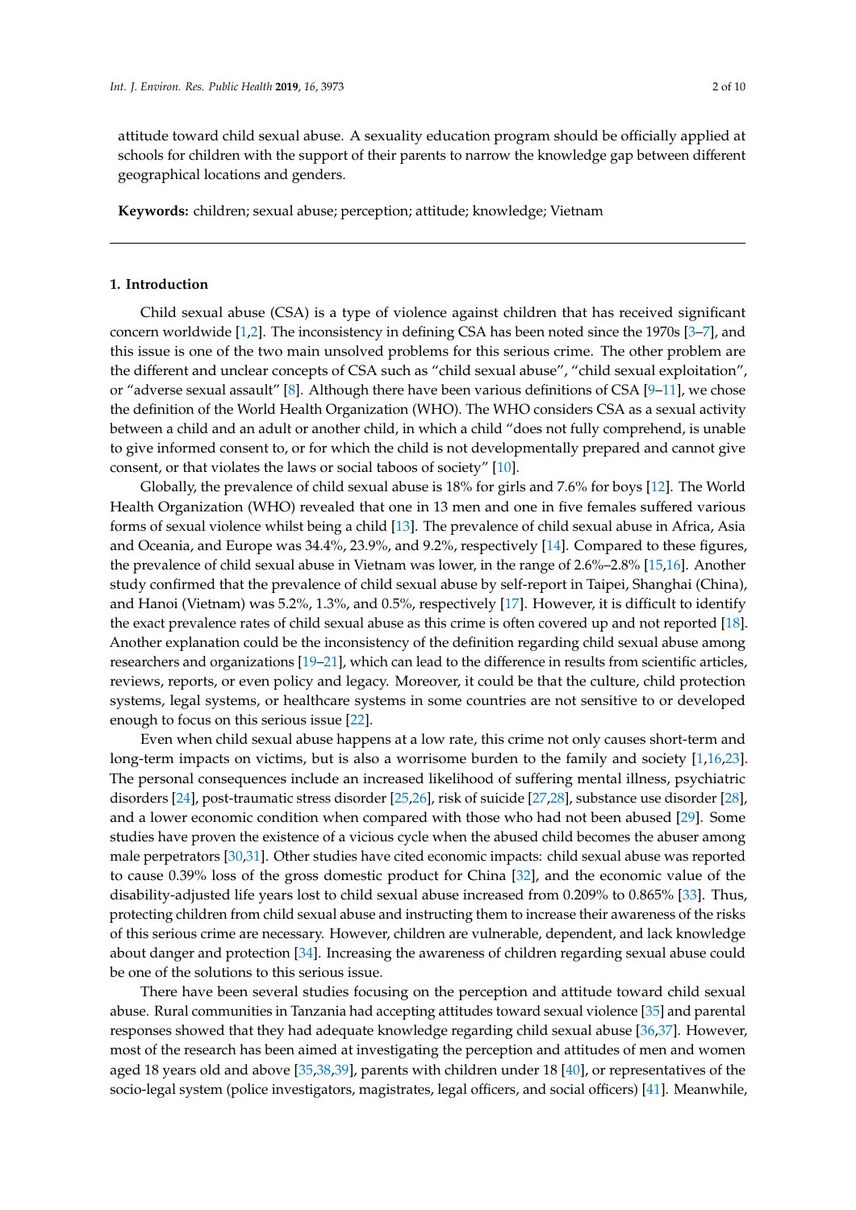attitude toward child sexual abuse. A sexuality education program should be officially applied at schools for children with the support of their parents to narrow the knowledge gap between different geographical locations and genders.

**Keywords:** children; sexual abuse; perception; attitude; knowledge; Vietnam

## 1. Introduction

Child sexual abuse (CSA) is a type of violence against children that has received significant concern worldwide [1,2]. The inconsistency in defining CSA has been noted since the 1970s [3–7], and this issue is one of the two main unsolved problems for this serious crime. The other problem are the different and unclear concepts of CSA such as "child sexual abuse", "child sexual exploitation", or "adverse sexual assault" [8]. Although there have been various definitions of CSA [9–11], we chose the definition of the World Health Organization (WHO). The WHO considers CSA as a sexual activity between a child and an adult or another child, in which a child "does not fully comprehend, is unable to give informed consent to, or for which the child is not developmentally prepared and cannot give consent, or that violates the laws or social taboos of society" [10].

Globally, the prevalence of child sexual abuse is 18% for girls and 7.6% for boys [12]. The World Health Organization (WHO) revealed that one in 13 men and one in five females suffered various forms of sexual violence whilst being a child [13]. The prevalence of child sexual abuse in Africa, Asia and Oceania, and Europe was 34.4%, 23.9%, and 9.2%, respectively [14]. Compared to these figures, the prevalence of child sexual abuse in Vietnam was lower, in the range of 2.6%–2.8% [15,16]. Another study confirmed that the prevalence of child sexual abuse by self-report in Taipei, Shanghai (China), and Hanoi (Vietnam) was 5.2%, 1.3%, and 0.5%, respectively [17]. However, it is difficult to identify the exact prevalence rates of child sexual abuse as this crime is often covered up and not reported [18]. Another explanation could be the inconsistency of the definition regarding child sexual abuse among researchers and organizations [19–21], which can lead to the difference in results from scientific articles, reviews, reports, or even policy and legacy. Moreover, it could be that the culture, child protection systems, legal systems, or healthcare systems in some countries are not sensitive to or developed enough to focus on this serious issue [22].

Even when child sexual abuse happens at a low rate, this crime not only causes short-term and long-term impacts on victims, but is also a worrisome burden to the family and society [1,16,23]. The personal consequences include an increased likelihood of suffering mental illness, psychiatric disorders [24], post-traumatic stress disorder [25,26], risk of suicide [27,28], substance use disorder [28], and a lower economic condition when compared with those who had not been abused [29]. Some studies have proven the existence of a vicious cycle when the abused child becomes the abuser among male perpetrators [30,31]. Other studies have cited economic impacts: child sexual abuse was reported to cause 0.39% loss of the gross domestic product for China [32], and the economic value of the disability-adjusted life years lost to child sexual abuse increased from 0.209% to 0.865% [33]. Thus, protecting children from child sexual abuse and instructing them to increase their awareness of the risks of this serious crime are necessary. However, children are vulnerable, dependent, and lack knowledge about danger and protection [34]. Increasing the awareness of children regarding sexual abuse could be one of the solutions to this serious issue.

There have been several studies focusing on the perception and attitude toward child sexual abuse. Rural communities in Tanzania had accepting attitudes toward sexual violence [35] and parental responses showed that they had adequate knowledge regarding child sexual abuse [36,37]. However, most of the research has been aimed at investigating the perception and attitudes of men and women aged 18 years old and above [35,38,39], parents with children under 18 [40], or representatives of the socio-legal system (police investigators, magistrates, legal officers, and social officers) [41]. Meanwhile,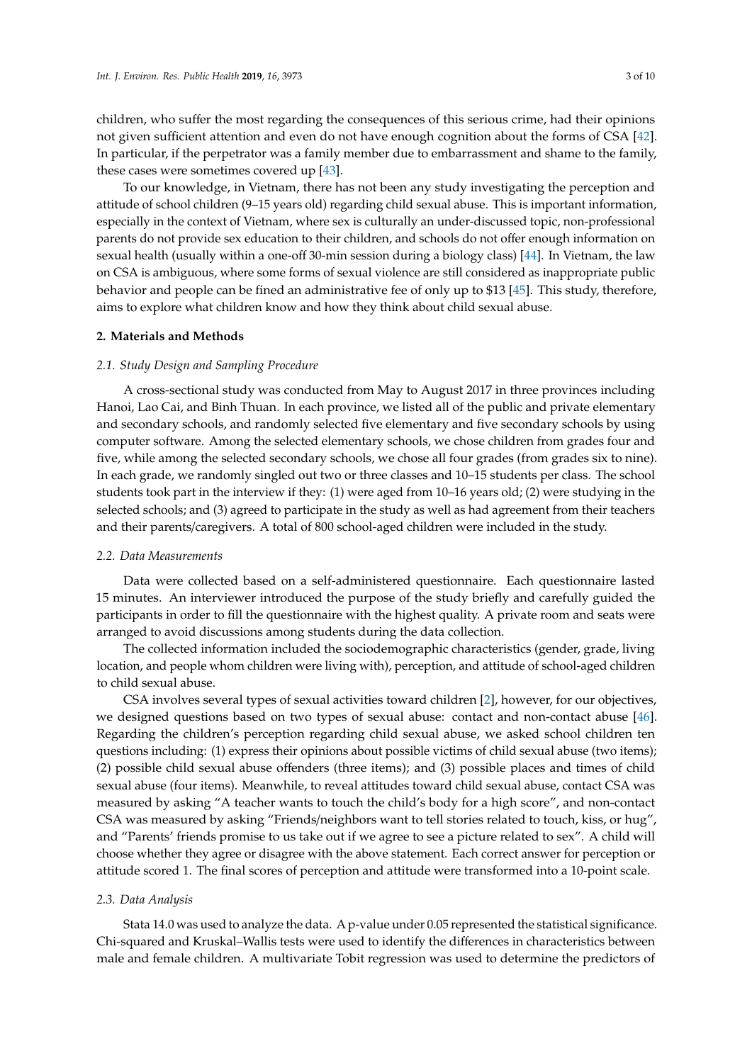children, who suffer the most regarding the consequences of this serious crime, had their opinions not given sufficient attention and even do not have enough cognition about the forms of CSA [42]. In particular, if the perpetrator was a family member due to embarrassment and shame to the family, these cases were sometimes covered up [43].

To our knowledge, in Vietnam, there has not been any study investigating the perception and attitude of school children (9–15 years old) regarding child sexual abuse. This is important information, especially in the context of Vietnam, where sex is culturally an under-discussed topic, non-professional parents do not provide sex education to their children, and schools do not offer enough information on sexual health (usually within a one-off 30-min session during a biology class) [44]. In Vietnam, the law on CSA is ambiguous, where some forms of sexual violence are still considered as inappropriate public behavior and people can be fined an administrative fee of only up to $13 [45]. This study, therefore, aims to explore what children know and how they think about child sexual abuse.

## 2. Materials and Methods

### 2.1. Study Design and Sampling Procedure

A cross-sectional study was conducted from May to August 2017 in three provinces including Hanoi, Lao Cai, and Binh Thuan. In each province, we listed all of the public and private elementary and secondary schools, and randomly selected five elementary and five secondary schools by using computer software. Among the selected elementary schools, we chose children from grades four and five, while among the selected secondary schools, we chose all four grades (from grades six to nine). In each grade, we randomly singled out two or three classes and 10–15 students per class. The school students took part in the interview if they: (1) were aged from 10–16 years old; (2) were studying in the selected schools; and (3) agreed to participate in the study as well as had agreement from their teachers and their parents/caregivers. A total of 800 school-aged children were included in the study.

### 2.2. Data Measurements

Data were collected based on a self-administered questionnaire. Each questionnaire lasted 15 minutes. An interviewer introduced the purpose of the study briefly and carefully guided the participants in order to fill the questionnaire with the highest quality. A private room and seats were arranged to avoid discussions among students during the data collection.

The collected information included the sociodemographic characteristics (gender, grade, living location, and people whom children were living with), perception, and attitude of school-aged children to child sexual abuse.

CSA involves several types of sexual activities toward children [2], however, for our objectives, we designed questions based on two types of sexual abuse: contact and non-contact abuse [46]. Regarding the children's perception regarding child sexual abuse, we asked school children ten questions including: (1) express their opinions about possible victims of child sexual abuse (two items); (2) possible child sexual abuse offenders (three items); and (3) possible places and times of child sexual abuse (four items). Meanwhile, to reveal attitudes toward child sexual abuse, contact CSA was measured by asking "A teacher wants to touch the child's body for a high score", and non-contact CSA was measured by asking "Friends/neighbors want to tell stories related to touch, kiss, or hug", and "Parents' friends promise to us take out if we agree to see a picture related to sex". A child will choose whether they agree or disagree with the above statement. Each correct answer for perception or attitude scored 1. The final scores of perception and attitude were transformed into a 10-point scale.

### 2.3. Data Analysis

Stata 14.0 was used to analyze the data. A p-value under 0.05 represented the statistical significance. Chi-squared and Kruskal–Wallis tests were used to identify the differences in characteristics between male and female children. A multivariate Tobit regression was used to determine the predictors of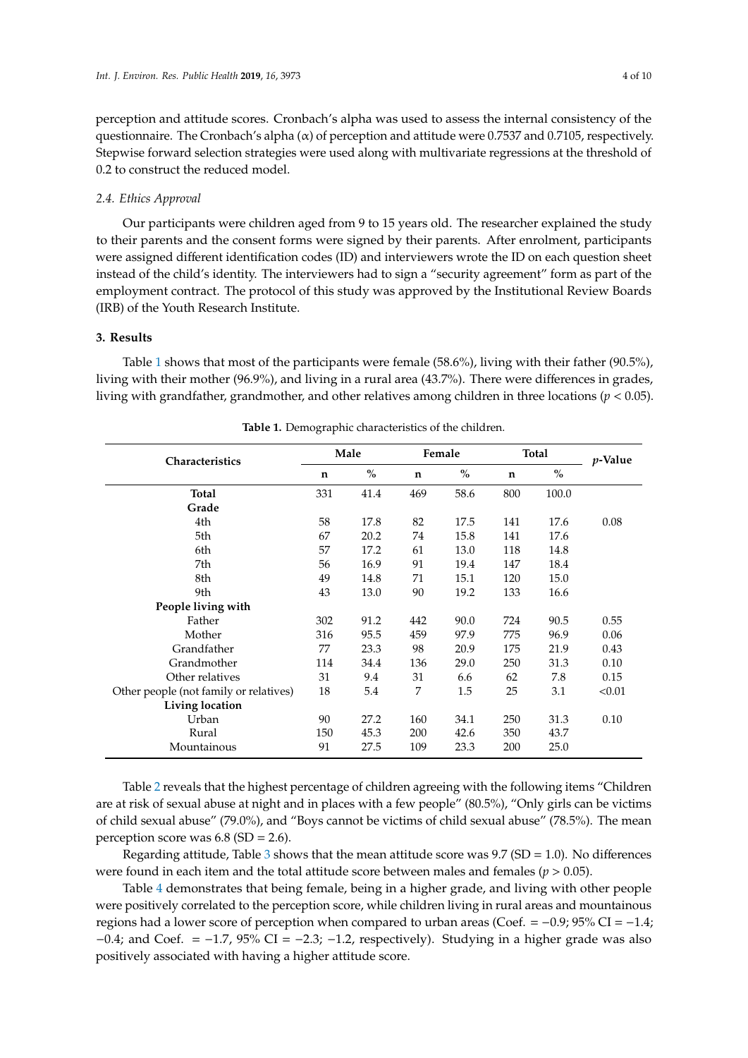perception and attitude scores. Cronbach's alpha was used to assess the internal consistency of the questionnaire. The Cronbach's alpha ($\alpha$) of perception and attitude were 0.7537 and 0.7105, respectively. Stepwise forward selection strategies were used along with multivariate regressions at the threshold of 0.2 to construct the reduced model.

### *2.4. Ethics Approval*

Our participants were children aged from 9 to 15 years old. The researcher explained the study to their parents and the consent forms were signed by their parents. After enrolment, participants were assigned different identification codes (ID) and interviewers wrote the ID on each question sheet instead of the child's identity. The interviewers had to sign a "security agreement" form as part of the employment contract. The protocol of this study was approved by the Institutional Review Boards (IRB) of the Youth Research Institute.

## 3. Results

Table 1 shows that most of the participants were female (58.6%), living with their father (90.5%), living with their mother (96.9%), and living in a rural area (43.7%). There were differences in grades, living with grandfather, grandmother, and other relatives among children in three locations ($p < 0.05$).

**Table 1.** Demographic characteristics of the children.

| Characteristics | Male | | Female | | Total | | *p*-Value |
|---|---|---|---|---|---|---|---|
| | n | % | n | % | n | % | |
| **Total** | 331 | 41.4 | 469 | 58.6 | 800 | 100.0 | |
| **Grade** | | | | | | | |
| 4th | 58 | 17.8 | 82 | 17.5 | 141 | 17.6 | 0.08 |
| 5th | 67 | 20.2 | 74 | 15.8 | 141 | 17.6 | |
| 6th | 57 | 17.2 | 61 | 13.0 | 118 | 14.8 | |
| 7th | 56 | 16.9 | 91 | 19.4 | 147 | 18.4 | |
| 8th | 49 | 14.8 | 71 | 15.1 | 120 | 15.0 | |
| 9th | 43 | 13.0 | 90 | 19.2 | 133 | 16.6 | |
| **People living with** | | | | | | | |
| Father | 302 | 91.2 | 442 | 90.0 | 724 | 90.5 | 0.55 |
| Mother | 316 | 95.5 | 459 | 97.9 | 775 | 96.9 | 0.06 |
| Grandfather | 77 | 23.3 | 98 | 20.9 | 175 | 21.9 | 0.43 |
| Grandmother | 114 | 34.4 | 136 | 29.0 | 250 | 31.3 | 0.10 |
| Other relatives | 31 | 9.4 | 31 | 6.6 | 62 | 7.8 | 0.15 |
| Other people (not family or relatives) | 18 | 5.4 | 7 | 1.5 | 25 | 3.1 | <0.01 |
| **Living location** | | | | | | | |
| Urban | 90 | 27.2 | 160 | 34.1 | 250 | 31.3 | 0.10 |
| Rural | 150 | 45.3 | 200 | 42.6 | 350 | 43.7 | |
| Mountainous | 91 | 27.5 | 109 | 23.3 | 200 | 25.0 | |

Table 2 reveals that the highest percentage of children agreeing with the following items "Children are at risk of sexual abuse at night and in places with a few people" (80.5%), "Only girls can be victims of child sexual abuse" (79.0%), and "Boys cannot be victims of child sexual abuse" (78.5%). The mean perception score was 6.8 (SD = 2.6).

Regarding attitude, Table 3 shows that the mean attitude score was 9.7 (SD = 1.0). No differences were found in each item and the total attitude score between males and females ($p > 0.05$).

Table 4 demonstrates that being female, being in a higher grade, and living with other people were positively correlated to the perception score, while children living in rural areas and mountainous regions had a lower score of perception when compared to urban areas (Coef. = −0.9; 95% CI = −1.4; −0.4; and Coef. = −1.7, 95% CI = −2.3; −1.2, respectively). Studying in a higher grade was also positively associated with having a higher attitude score.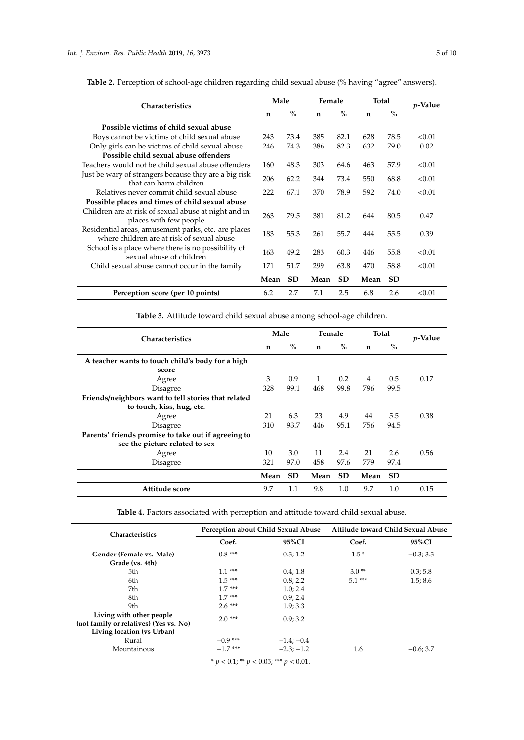**Table 2.** Perception of school-age children regarding child sexual abuse (% having "agree" answers).

| Characteristics | Male | | Female | | Total | | *p*-Value |
|---|---|---|---|---|---|---|---|
| | n | % | n | % | n | % | |
| **Possible victims of child sexual abuse** | | | | | | | |
| Boys cannot be victims of child sexual abuse | 243 | 73.4 | 385 | 82.1 | 628 | 78.5 | <0.01 |
| Only girls can be victims of child sexual abuse | 246 | 74.3 | 386 | 82.3 | 632 | 79.0 | 0.02 |
| **Possible child sexual abuse offenders** | | | | | | | |
| Teachers would not be child sexual abuse offenders | 160 | 48.3 | 303 | 64.6 | 463 | 57.9 | <0.01 |
| Just be wary of strangers because they are a big risk that can harm children | 206 | 62.2 | 344 | 73.4 | 550 | 68.8 | <0.01 |
| Relatives never commit child sexual abuse | 222 | 67.1 | 370 | 78.9 | 592 | 74.0 | <0.01 |
| **Possible places and times of child sexual abuse** | | | | | | | |
| Children are at risk of sexual abuse at night and in places with few people | 263 | 79.5 | 381 | 81.2 | 644 | 80.5 | 0.47 |
| Residential areas, amusement parks, etc. are places where children are at risk of sexual abuse | 183 | 55.3 | 261 | 55.7 | 444 | 55.5 | 0.39 |
| School is a place where there is no possibility of sexual abuse of children | 163 | 49.2 | 283 | 60.3 | 446 | 55.8 | <0.01 |
| Child sexual abuse cannot occur in the family | 171 | 51.7 | 299 | 63.8 | 470 | 58.8 | <0.01 |
| | **Mean** | **SD** | **Mean** | **SD** | **Mean** | **SD** | |
| **Perception score (per 10 points)** | 6.2 | 2.7 | 7.1 | 2.5 | 6.8 | 2.6 | <0.01 |

**Table 3.** Attitude toward child sexual abuse among school-age children.

| Characteristics | Male | | Female | | Total | | *p*-Value |
|---|---|---|---|---|---|---|---|
| | n | % | n | % | n | % | |
| **A teacher wants to touch child's body for a high score** | | | | | | | |
| Agree | 3 | 0.9 | 1 | 0.2 | 4 | 0.5 | 0.17 |
| Disagree | 328 | 99.1 | 468 | 99.8 | 796 | 99.5 | |
| **Friends/neighbors want to tell stories that related to touch, kiss, hug, etc.** | | | | | | | |
| Agree | 21 | 6.3 | 23 | 4.9 | 44 | 5.5 | 0.38 |
| Disagree | 310 | 93.7 | 446 | 95.1 | 756 | 94.5 | |
| **Parents' friends promise to take out if agreeing to see the picture related to sex** | | | | | | | |
| Agree | 10 | 3.0 | 11 | 2.4 | 21 | 2.6 | 0.56 |
| Disagree | 321 | 97.0 | 458 | 97.6 | 779 | 97.4 | |
| | **Mean** | **SD** | **Mean** | **SD** | **Mean** | **SD** | |
| **Attitude score** | 9.7 | 1.1 | 9.8 | 1.0 | 9.7 | 1.0 | 0.15 |

**Table 4.** Factors associated with perception and attitude toward child sexual abuse.

| Characteristics | Perception about Child Sexual Abuse | | Attitude toward Child Sexual Abuse | |
|---|---|---|---|---|
| | Coef. | 95%CI | Coef. | 95%CI |
| **Gender (Female vs. Male)** | 0.8 *** | 0.3; 1.2 | 1.5 * | −0.3; 3.3 |
| **Grade (vs. 4th)** | | | | |
| 5th | 1.1 *** | 0.4; 1.8 | 3.0 ** | 0.3; 5.8 |
| 6th | 1.5 *** | 0.8; 2.2 | 5.1 *** | 1.5; 8.6 |
| 7th | 1.7 *** | 1.0; 2.4 | | |
| 8th | 1.7 *** | 0.9; 2.4 | | |
| 9th | 2.6 *** | 1.9; 3.3 | | |
| **Living with other people (not family or relatives) (Yes vs. No)** | 2.0 *** | 0.9; 3.2 | | |
| **Living location (vs Urban)** | | | | |
| Rural | −0.9 *** | −1.4; −0.4 | | |
| Mountainous | −1.7 *** | −2.3; −1.2 | 1.6 | −0.6; 3.7 |

* $p < 0.1$; ** $p < 0.05$; *** $p < 0.01$.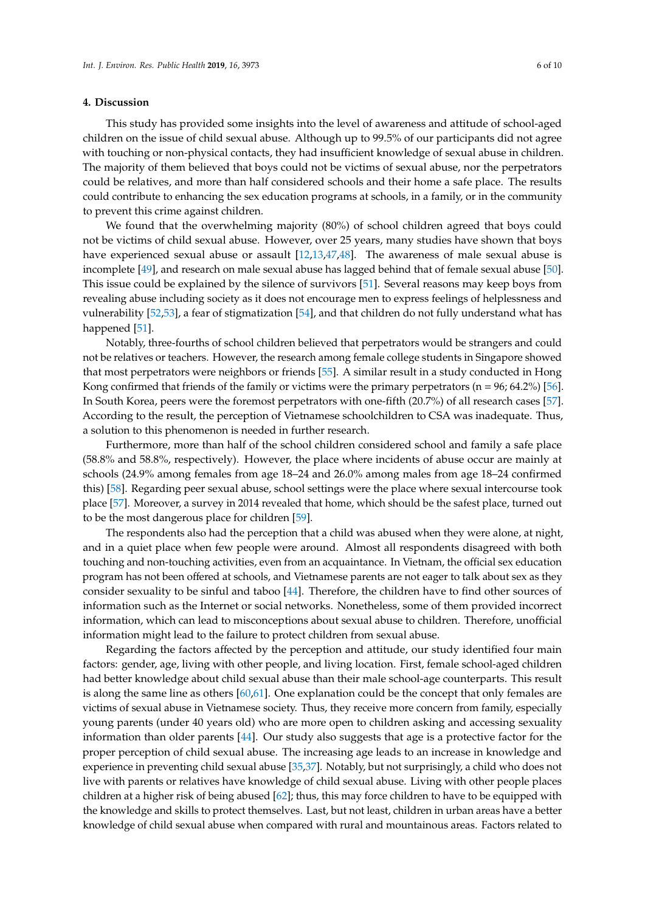## 4. Discussion

This study has provided some insights into the level of awareness and attitude of school-aged children on the issue of child sexual abuse. Although up to 99.5% of our participants did not agree with touching or non-physical contacts, they had insufficient knowledge of sexual abuse in children. The majority of them believed that boys could not be victims of sexual abuse, nor the perpetrators could be relatives, and more than half considered schools and their home a safe place. The results could contribute to enhancing the sex education programs at schools, in a family, or in the community to prevent this crime against children.

We found that the overwhelming majority (80%) of school children agreed that boys could not be victims of child sexual abuse. However, over 25 years, many studies have shown that boys have experienced sexual abuse or assault [12,13,47,48]. The awareness of male sexual abuse is incomplete [49], and research on male sexual abuse has lagged behind that of female sexual abuse [50]. This issue could be explained by the silence of survivors [51]. Several reasons may keep boys from revealing abuse including society as it does not encourage men to express feelings of helplessness and vulnerability [52,53], a fear of stigmatization [54], and that children do not fully understand what has happened [51].

Notably, three-fourths of school children believed that perpetrators would be strangers and could not be relatives or teachers. However, the research among female college students in Singapore showed that most perpetrators were neighbors or friends [55]. A similar result in a study conducted in Hong Kong confirmed that friends of the family or victims were the primary perpetrators (n = 96; 64.2%) [56]. In South Korea, peers were the foremost perpetrators with one-fifth (20.7%) of all research cases [57]. According to the result, the perception of Vietnamese schoolchildren to CSA was inadequate. Thus, a solution to this phenomenon is needed in further research.

Furthermore, more than half of the school children considered school and family a safe place (58.8% and 58.8%, respectively). However, the place where incidents of abuse occur are mainly at schools (24.9% among females from age 18–24 and 26.0% among males from age 18–24 confirmed this) [58]. Regarding peer sexual abuse, school settings were the place where sexual intercourse took place [57]. Moreover, a survey in 2014 revealed that home, which should be the safest place, turned out to be the most dangerous place for children [59].

The respondents also had the perception that a child was abused when they were alone, at night, and in a quiet place when few people were around. Almost all respondents disagreed with both touching and non-touching activities, even from an acquaintance. In Vietnam, the official sex education program has not been offered at schools, and Vietnamese parents are not eager to talk about sex as they consider sexuality to be sinful and taboo [44]. Therefore, the children have to find other sources of information such as the Internet or social networks. Nonetheless, some of them provided incorrect information, which can lead to misconceptions about sexual abuse to children. Therefore, unofficial information might lead to the failure to protect children from sexual abuse.

Regarding the factors affected by the perception and attitude, our study identified four main factors: gender, age, living with other people, and living location. First, female school-aged children had better knowledge about child sexual abuse than their male school-age counterparts. This result is along the same line as others [60,61]. One explanation could be the concept that only females are victims of sexual abuse in Vietnamese society. Thus, they receive more concern from family, especially young parents (under 40 years old) who are more open to children asking and accessing sexuality information than older parents [44]. Our study also suggests that age is a protective factor for the proper perception of child sexual abuse. The increasing age leads to an increase in knowledge and experience in preventing child sexual abuse [35,37]. Notably, but not surprisingly, a child who does not live with parents or relatives have knowledge of child sexual abuse. Living with other people places children at a higher risk of being abused [62]; thus, this may force children to have to be equipped with the knowledge and skills to protect themselves. Last, but not least, children in urban areas have a better knowledge of child sexual abuse when compared with rural and mountainous areas. Factors related to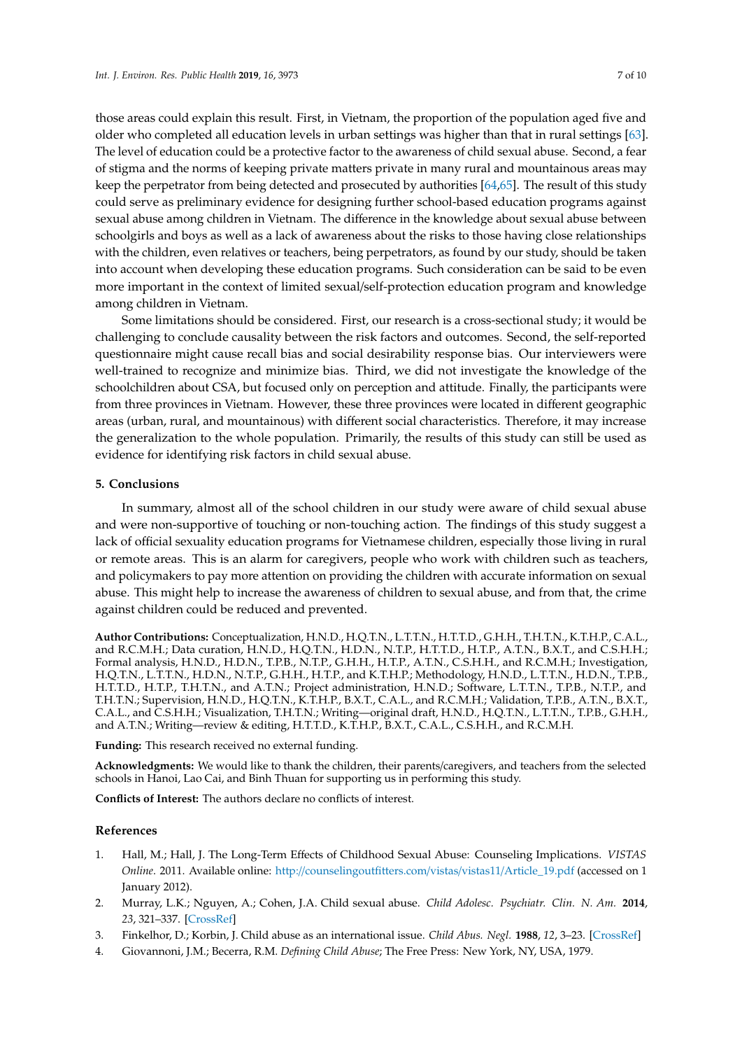those areas could explain this result. First, in Vietnam, the proportion of the population aged five and older who completed all education levels in urban settings was higher than that in rural settings [63]. The level of education could be a protective factor to the awareness of child sexual abuse. Second, a fear of stigma and the norms of keeping private matters private in many rural and mountainous areas may keep the perpetrator from being detected and prosecuted by authorities [64,65]. The result of this study could serve as preliminary evidence for designing further school-based education programs against sexual abuse among children in Vietnam. The difference in the knowledge about sexual abuse between schoolgirls and boys as well as a lack of awareness about the risks to those having close relationships with the children, even relatives or teachers, being perpetrators, as found by our study, should be taken into account when developing these education programs. Such consideration can be said to be even more important in the context of limited sexual/self-protection education program and knowledge among children in Vietnam.

Some limitations should be considered. First, our research is a cross-sectional study; it would be challenging to conclude causality between the risk factors and outcomes. Second, the self-reported questionnaire might cause recall bias and social desirability response bias. Our interviewers were well-trained to recognize and minimize bias. Third, we did not investigate the knowledge of the schoolchildren about CSA, but focused only on perception and attitude. Finally, the participants were from three provinces in Vietnam. However, these three provinces were located in different geographic areas (urban, rural, and mountainous) with different social characteristics. Therefore, it may increase the generalization to the whole population. Primarily, the results of this study can still be used as evidence for identifying risk factors in child sexual abuse.

## 5. Conclusions

In summary, almost all of the school children in our study were aware of child sexual abuse and were non-supportive of touching or non-touching action. The findings of this study suggest a lack of official sexuality education programs for Vietnamese children, especially those living in rural or remote areas. This is an alarm for caregivers, people who work with children such as teachers, and policymakers to pay more attention on providing the children with accurate information on sexual abuse. This might help to increase the awareness of children to sexual abuse, and from that, the crime against children could be reduced and prevented.

**Author Contributions:** Conceptualization, H.N.D., H.Q.T.N., L.T.T.N., H.T.T.D., G.H.H., T.H.T.N., K.T.H.P., C.A.L., and R.C.M.H.; Data curation, H.N.D., H.Q.T.N., H.D.N., N.T.P., H.T.T.D., H.T.P., A.T.N., B.X.T., and C.S.H.H.; Formal analysis, H.N.D., H.D.N., T.P.B., N.T.P., G.H.H., H.T.P., A.T.N., C.S.H.H., and R.C.M.H.; Investigation, H.Q.T.N., L.T.T.N., H.D.N., N.T.P., G.H.H., H.T.P., and K.T.H.P.; Methodology, H.N.D., L.T.T.N., H.D.N., T.P.B., H.T.T.D., H.T.P., T.H.T.N., and A.T.N.; Project administration, H.N.D.; Software, L.T.T.N., T.P.B., N.T.P., and T.H.T.N.; Supervision, H.N.D., H.Q.T.N., K.T.H.P., B.X.T., C.A.L., and R.C.M.H.; Validation, T.P.B., A.T.N., B.X.T., C.A.L., and C.S.H.H.; Visualization, T.H.T.N.; Writing—original draft, H.N.D., H.Q.T.N., L.T.T.N., T.P.B., G.H.H., and A.T.N.; Writing—review & editing, H.T.T.D., K.T.H.P., B.X.T., C.A.L., C.S.H.H., and R.C.M.H.

**Funding:** This research received no external funding.

**Acknowledgments:** We would like to thank the children, their parents/caregivers, and teachers from the selected schools in Hanoi, Lao Cai, and Binh Thuan for supporting us in performing this study.

**Conflicts of Interest:** The authors declare no conflicts of interest.

## References

1. Hall, M.; Hall, J. The Long-Term Effects of Childhood Sexual Abuse: Counseling Implications. *VISTAS Online*. 2011. Available online: http://counselingoutfitters.com/vistas/vistas11/Article_19.pdf (accessed on 1 January 2012).
2. Murray, L.K.; Nguyen, A.; Cohen, J.A. Child sexual abuse. *Child Adolesc. Psychiatr. Clin. N. Am.* **2014**, *23*, 321–337. [CrossRef]
3. Finkelhor, D.; Korbin, J. Child abuse as an international issue. *Child Abus. Negl.* **1988**, *12*, 3–23. [CrossRef]
4. Giovannoni, J.M.; Becerra, R.M. *Defining Child Abuse*; The Free Press: New York, NY, USA, 1979.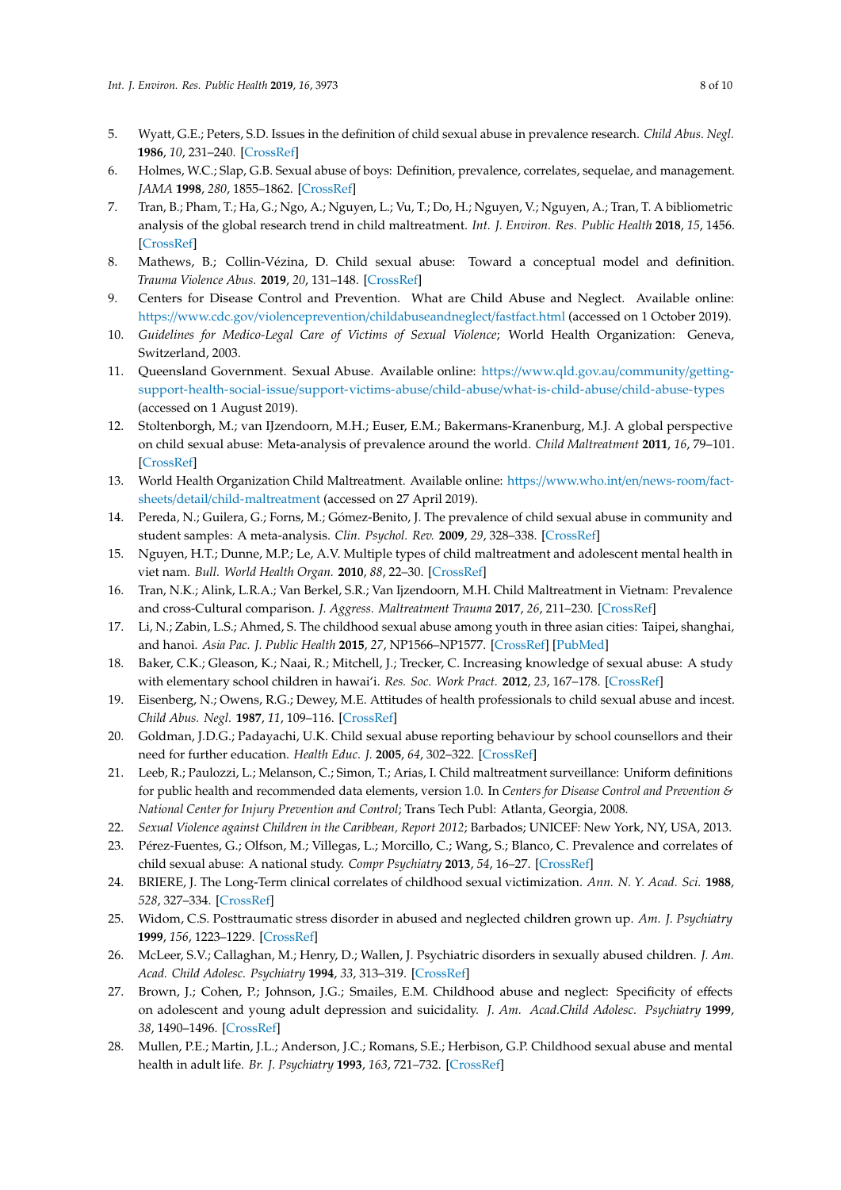5. Wyatt, G.E.; Peters, S.D. Issues in the definition of child sexual abuse in prevalence research. *Child Abus. Negl.* **1986**, *10*, 231–240. [CrossRef]
6. Holmes, W.C.; Slap, G.B. Sexual abuse of boys: Definition, prevalence, correlates, sequelae, and management. *JAMA* **1998**, *280*, 1855–1862. [CrossRef]
7. Tran, B.; Pham, T.; Ha, G.; Ngo, A.; Nguyen, L.; Vu, T.; Do, H.; Nguyen, V.; Nguyen, A.; Tran, T. A bibliometric analysis of the global research trend in child maltreatment. *Int. J. Environ. Res. Public Health* **2018**, *15*, 1456. [CrossRef]
8. Mathews, B.; Collin-Vézina, D. Child sexual abuse: Toward a conceptual model and definition. *Trauma Violence Abus.* **2019**, *20*, 131–148. [CrossRef]
9. Centers for Disease Control and Prevention. What are Child Abuse and Neglect. Available online: https://www.cdc.gov/violenceprevention/childabuseandneglect/fastfact.html (accessed on 1 October 2019).
10. *Guidelines for Medico-Legal Care of Victims of Sexual Violence*; World Health Organization: Geneva, Switzerland, 2003.
11. Queensland Government. Sexual Abuse. Available online: https://www.qld.gov.au/community/getting-support-health-social-issue/support-victims-abuse/child-abuse/what-is-child-abuse/child-abuse-types (accessed on 1 August 2019).
12. Stoltenborgh, M.; van IJzendoorn, M.H.; Euser, E.M.; Bakermans-Kranenburg, M.J. A global perspective on child sexual abuse: Meta-analysis of prevalence around the world. *Child Maltreatment* **2011**, *16*, 79–101. [CrossRef]
13. World Health Organization Child Maltreatment. Available online: https://www.who.int/en/news-room/fact-sheets/detail/child-maltreatment (accessed on 27 April 2019).
14. Pereda, N.; Guilera, G.; Forns, M.; Gómez-Benito, J. The prevalence of child sexual abuse in community and student samples: A meta-analysis. *Clin. Psychol. Rev.* **2009**, *29*, 328–338. [CrossRef]
15. Nguyen, H.T.; Dunne, M.P.; Le, A.V. Multiple types of child maltreatment and adolescent mental health in viet nam. *Bull. World Health Organ.* **2010**, *88*, 22–30. [CrossRef]
16. Tran, N.K.; Alink, L.R.A.; Van Berkel, S.R.; Van Ijzendoorn, M.H. Child Maltreatment in Vietnam: Prevalence and cross-Cultural comparison. *J. Aggress. Maltreatment Trauma* **2017**, *26*, 211–230. [CrossRef]
17. Li, N.; Zabin, L.S.; Ahmed, S. The childhood sexual abuse among youth in three asian cities: Taipei, shanghai, and hanoi. *Asia Pac. J. Public Health* **2015**, *27*, NP1566–NP1577. [CrossRef] [PubMed]
18. Baker, C.K.; Gleason, K.; Naai, R.; Mitchell, J.; Trecker, C. Increasing knowledge of sexual abuse: A study with elementary school children in hawai'i. *Res. Soc. Work Pract.* **2012**, *23*, 167–178. [CrossRef]
19. Eisenberg, N.; Owens, R.G.; Dewey, M.E. Attitudes of health professionals to child sexual abuse and incest. *Child Abus. Negl.* **1987**, *11*, 109–116. [CrossRef]
20. Goldman, J.D.G.; Padayachi, U.K. Child sexual abuse reporting behaviour by school counsellors and their need for further education. *Health Educ. J.* **2005**, *64*, 302–322. [CrossRef]
21. Leeb, R.; Paulozzi, L.; Melanson, C.; Simon, T.; Arias, I. Child maltreatment surveillance: Uniform definitions for public health and recommended data elements, version 1.0. In *Centers for Disease Control and Prevention & National Center for Injury Prevention and Control*; Trans Tech Publ: Atlanta, Georgia, 2008.
22. *Sexual Violence against Children in the Caribbean, Report 2012*; Barbados; UNICEF: New York, NY, USA, 2013.
23. Pérez-Fuentes, G.; Olfson, M.; Villegas, L.; Morcillo, C.; Wang, S.; Blanco, C. Prevalence and correlates of child sexual abuse: A national study. *Compr Psychiatry* **2013**, *54*, 16–27. [CrossRef]
24. BRIERE, J. The Long-Term clinical correlates of childhood sexual victimization. *Ann. N. Y. Acad. Sci.* **1988**, *528*, 327–334. [CrossRef]
25. Widom, C.S. Posttraumatic stress disorder in abused and neglected children grown up. *Am. J. Psychiatry* **1999**, *156*, 1223–1229. [CrossRef]
26. McLeer, S.V.; Callaghan, M.; Henry, D.; Wallen, J. Psychiatric disorders in sexually abused children. *J. Am. Acad. Child Adolesc. Psychiatry* **1994**, *33*, 313–319. [CrossRef]
27. Brown, J.; Cohen, P.; Johnson, J.G.; Smailes, E.M. Childhood abuse and neglect: Specificity of effects on adolescent and young adult depression and suicidality. *J. Am. Acad.Child Adolesc. Psychiatry* **1999**, *38*, 1490–1496. [CrossRef]
28. Mullen, P.E.; Martin, J.L.; Anderson, J.C.; Romans, S.E.; Herbison, G.P. Childhood sexual abuse and mental health in adult life. *Br. J. Psychiatry* **1993**, *163*, 721–732. [CrossRef]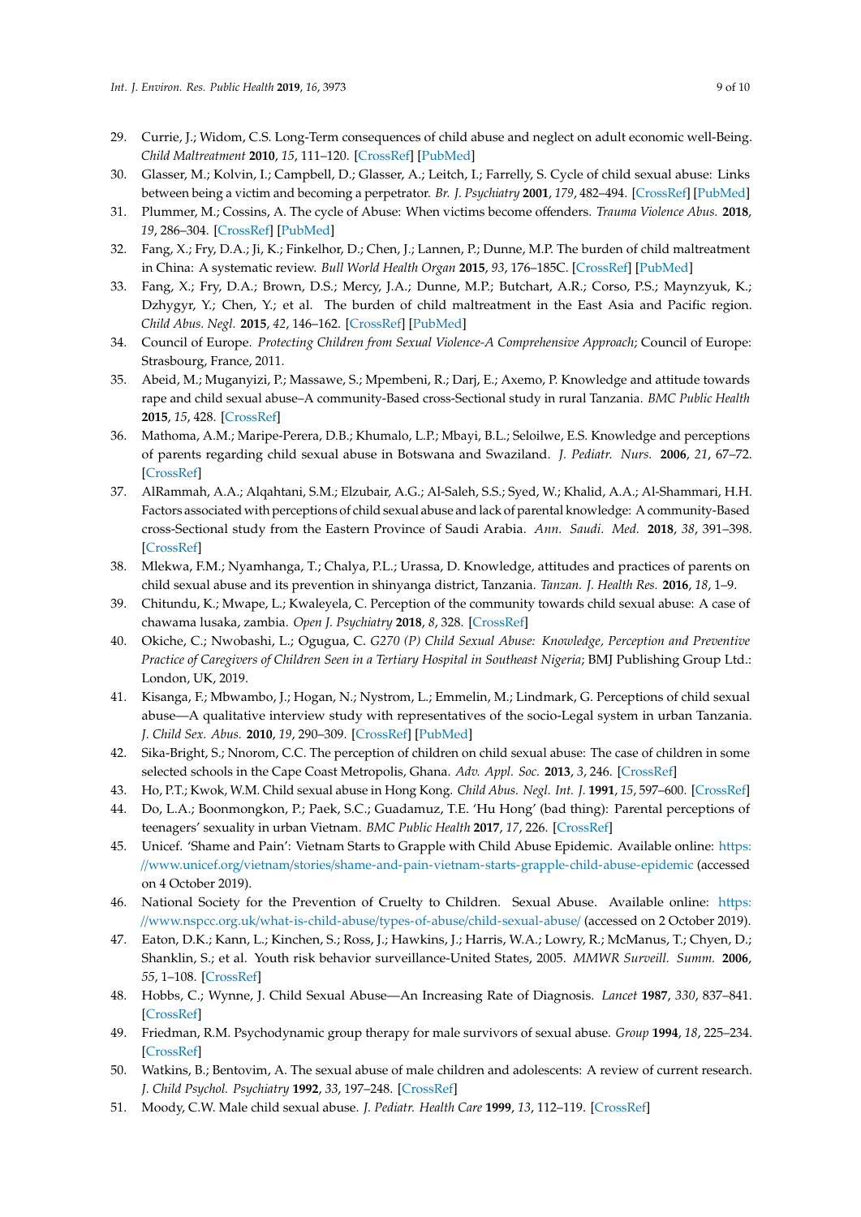29. Currie, J.; Widom, C.S. Long-Term consequences of child abuse and neglect on adult economic well-Being. *Child Maltreatment* **2010**, *15*, 111–120. [CrossRef] [PubMed]
30. Glasser, M.; Kolvin, I.; Campbell, D.; Glasser, A.; Leitch, I.; Farrelly, S. Cycle of child sexual abuse: Links between being a victim and becoming a perpetrator. *Br. J. Psychiatry* **2001**, *179*, 482–494. [CrossRef] [PubMed]
31. Plummer, M.; Cossins, A. The cycle of Abuse: When victims become offenders. *Trauma Violence Abus.* **2018**, *19*, 286–304. [CrossRef] [PubMed]
32. Fang, X.; Fry, D.A.; Ji, K.; Finkelhor, D.; Chen, J.; Lannen, P.; Dunne, M.P. The burden of child maltreatment in China: A systematic review. *Bull World Health Organ* **2015**, *93*, 176–185C. [CrossRef] [PubMed]
33. Fang, X.; Fry, D.A.; Brown, D.S.; Mercy, J.A.; Dunne, M.P.; Butchart, A.R.; Corso, P.S.; Maynzyuk, K.; Dzhygyr, Y.; Chen, Y.; et al. The burden of child maltreatment in the East Asia and Pacific region. *Child Abus. Negl.* **2015**, *42*, 146–162. [CrossRef] [PubMed]
34. Council of Europe. *Protecting Children from Sexual Violence-A Comprehensive Approach*; Council of Europe: Strasbourg, France, 2011.
35. Abeid, M.; Muganyizi, P.; Massawe, S.; Mpembeni, R.; Darj, E.; Axemo, P. Knowledge and attitude towards rape and child sexual abuse–A community-Based cross-Sectional study in rural Tanzania. *BMC Public Health* **2015**, *15*, 428. [CrossRef]
36. Mathoma, A.M.; Maripe-Perera, D.B.; Khumalo, L.P.; Mbayi, B.L.; Seloilwe, E.S. Knowledge and perceptions of parents regarding child sexual abuse in Botswana and Swaziland. *J. Pediatr. Nurs.* **2006**, *21*, 67–72. [CrossRef]
37. AlRammah, A.A.; Alqahtani, S.M.; Elzubair, A.G.; Al-Saleh, S.S.; Syed, W.; Khalid, A.A.; Al-Shammari, H.H. Factors associated with perceptions of child sexual abuse and lack of parental knowledge: A community-Based cross-Sectional study from the Eastern Province of Saudi Arabia. *Ann. Saudi. Med.* **2018**, *38*, 391–398. [CrossRef]
38. Mlekwa, F.M.; Nyamhanga, T.; Chalya, P.L.; Urassa, D. Knowledge, attitudes and practices of parents on child sexual abuse and its prevention in shinyanga district, Tanzania. *Tanzan. J. Health Res.* **2016**, *18*, 1–9.
39. Chitundu, K.; Mwape, L.; Kwaleyela, C. Perception of the community towards child sexual abuse: A case of chawama lusaka, zambia. *Open J. Psychiatry* **2018**, *8*, 328. [CrossRef]
40. Okiche, C.; Nwobashi, L.; Ogugua, C. *G270 (P) Child Sexual Abuse: Knowledge, Perception and Preventive Practice of Caregivers of Children Seen in a Tertiary Hospital in Southeast Nigeria*; BMJ Publishing Group Ltd.: London, UK, 2019.
41. Kisanga, F.; Mbwambo, J.; Hogan, N.; Nystrom, L.; Emmelin, M.; Lindmark, G. Perceptions of child sexual abuse—A qualitative interview study with representatives of the socio-Legal system in urban Tanzania. *J. Child Sex. Abus.* **2010**, *19*, 290–309. [CrossRef] [PubMed]
42. Sika-Bright, S.; Nnorom, C.C. The perception of children on child sexual abuse: The case of children in some selected schools in the Cape Coast Metropolis, Ghana. *Adv. Appl. Soc.* **2013**, *3*, 246. [CrossRef]
43. Ho, P.T.; Kwok, W.M. Child sexual abuse in Hong Kong. *Child Abus. Negl. Int. J.* **1991**, *15*, 597–600. [CrossRef]
44. Do, L.A.; Boonmongkon, P.; Paek, S.C.; Guadamuz, T.E. 'Hu Hong' (bad thing): Parental perceptions of teenagers' sexuality in urban Vietnam. *BMC Public Health* **2017**, *17*, 226. [CrossRef]
45. Unicef. 'Shame and Pain': Vietnam Starts to Grapple with Child Abuse Epidemic. Available online: https://www.unicef.org/vietnam/stories/shame-and-pain-vietnam-starts-grapple-child-abuse-epidemic (accessed on 4 October 2019).
46. National Society for the Prevention of Cruelty to Children. Sexual Abuse. Available online: https://www.nspcc.org.uk/what-is-child-abuse/types-of-abuse/child-sexual-abuse/ (accessed on 2 October 2019).
47. Eaton, D.K.; Kann, L.; Kinchen, S.; Ross, J.; Hawkins, J.; Harris, W.A.; Lowry, R.; McManus, T.; Chyen, D.; Shanklin, S.; et al. Youth risk behavior surveillance-United States, 2005. *MMWR Surveill. Summ.* **2006**, *55*, 1–108. [CrossRef]
48. Hobbs, C.; Wynne, J. Child Sexual Abuse—An Increasing Rate of Diagnosis. *Lancet* **1987**, *330*, 837–841. [CrossRef]
49. Friedman, R.M. Psychodynamic group therapy for male survivors of sexual abuse. *Group* **1994**, *18*, 225–234. [CrossRef]
50. Watkins, B.; Bentovim, A. The sexual abuse of male children and adolescents: A review of current research. *J. Child Psychol. Psychiatry* **1992**, *33*, 197–248. [CrossRef]
51. Moody, C.W. Male child sexual abuse. *J. Pediatr. Health Care* **1999**, *13*, 112–119. [CrossRef]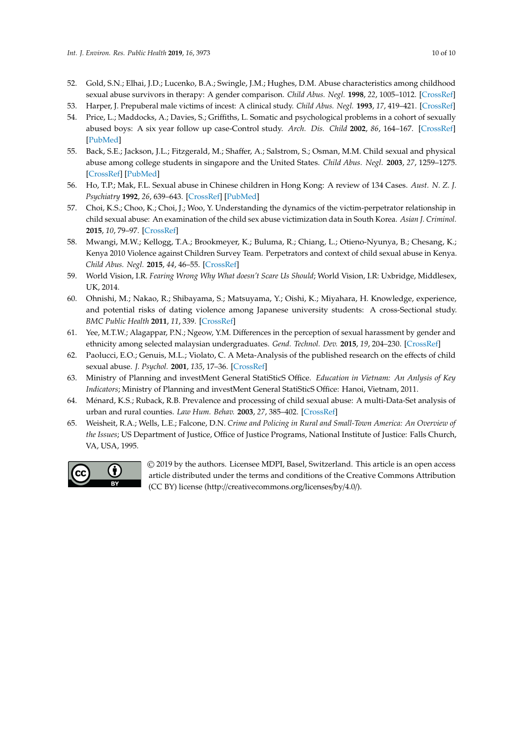52. Gold, S.N.; Elhai, J.D.; Lucenko, B.A.; Swingle, J.M.; Hughes, D.M. Abuse characteristics among childhood sexual abuse survivors in therapy: A gender comparison. *Child Abus. Negl.* **1998**, *22*, 1005–1012. [CrossRef]
53. Harper, J. Prepuberal male victims of incest: A clinical study. *Child Abus. Negl.* **1993**, *17*, 419–421. [CrossRef]
54. Price, L.; Maddocks, A.; Davies, S.; Griffiths, L. Somatic and psychological problems in a cohort of sexually abused boys: A six year follow up case-Control study. *Arch. Dis. Child* **2002**, *86*, 164–167. [CrossRef] [PubMed]
55. Back, S.E.; Jackson, J.L.; Fitzgerald, M.; Shaffer, A.; Salstrom, S.; Osman, M.M. Child sexual and physical abuse among college students in singapore and the United States. *Child Abus. Negl.* **2003**, *27*, 1259–1275. [CrossRef] [PubMed]
56. Ho, T.P.; Mak, F.L. Sexual abuse in Chinese children in Hong Kong: A review of 134 Cases. *Aust. N. Z. J. Psychiatry* **1992**, *26*, 639–643. [CrossRef] [PubMed]
57. Choi, K.S.; Choo, K.; Choi, J.; Woo, Y. Understanding the dynamics of the victim-perpetrator relationship in child sexual abuse: An examination of the child sex abuse victimization data in South Korea. *Asian J. Criminol.* **2015**, *10*, 79–97. [CrossRef]
58. Mwangi, M.W.; Kellogg, T.A.; Brookmeyer, K.; Buluma, R.; Chiang, L.; Otieno-Nyunya, B.; Chesang, K.; Kenya 2010 Violence against Children Survey Team. Perpetrators and context of child sexual abuse in Kenya. *Child Abus. Negl.* **2015**, *44*, 46–55. [CrossRef]
59. World Vision, I.R. *Fearing Wrong Why What doesn't Scare Us Should*; World Vision, I.R: Uxbridge, Middlesex, UK, 2014.
60. Ohnishi, M.; Nakao, R.; Shibayama, S.; Matsuyama, Y.; Oishi, K.; Miyahara, H. Knowledge, experience, and potential risks of dating violence among Japanese university students: A cross-Sectional study. *BMC Public Health* **2011**, *11*, 339. [CrossRef]
61. Yee, M.T.W.; Alagappar, P.N.; Ngeow, Y.M. Differences in the perception of sexual harassment by gender and ethnicity among selected malaysian undergraduates. *Gend. Technol. Dev.* **2015**, *19*, 204–230. [CrossRef]
62. Paolucci, E.O.; Genuis, M.L.; Violato, C. A Meta-Analysis of the published research on the effects of child sexual abuse. *J. Psychol.* **2001**, *135*, 17–36. [CrossRef]
63. Ministry of Planning and investMent General StatiSticS Office. *Education in Vietnam: An Anlysis of Key Indicators*; Ministry of Planning and investMent General StatiSticS Office: Hanoi, Vietnam, 2011.
64. Ménard, K.S.; Ruback, R.B. Prevalence and processing of child sexual abuse: A multi-Data-Set analysis of urban and rural counties. *Law Hum. Behav.* **2003**, *27*, 385–402. [CrossRef]
65. Weisheit, R.A.; Wells, L.E.; Falcone, D.N. *Crime and Policing in Rural and Small-Town America: An Overview of the Issues*; US Department of Justice, Office of Justice Programs, National Institute of Justice: Falls Church, VA, USA, 1995.

© 2019 by the authors. Licensee MDPI, Basel, Switzerland. This article is an open access article distributed under the terms and conditions of the Creative Commons Attribution (CC BY) license (http://creativecommons.org/licenses/by/4.0/).